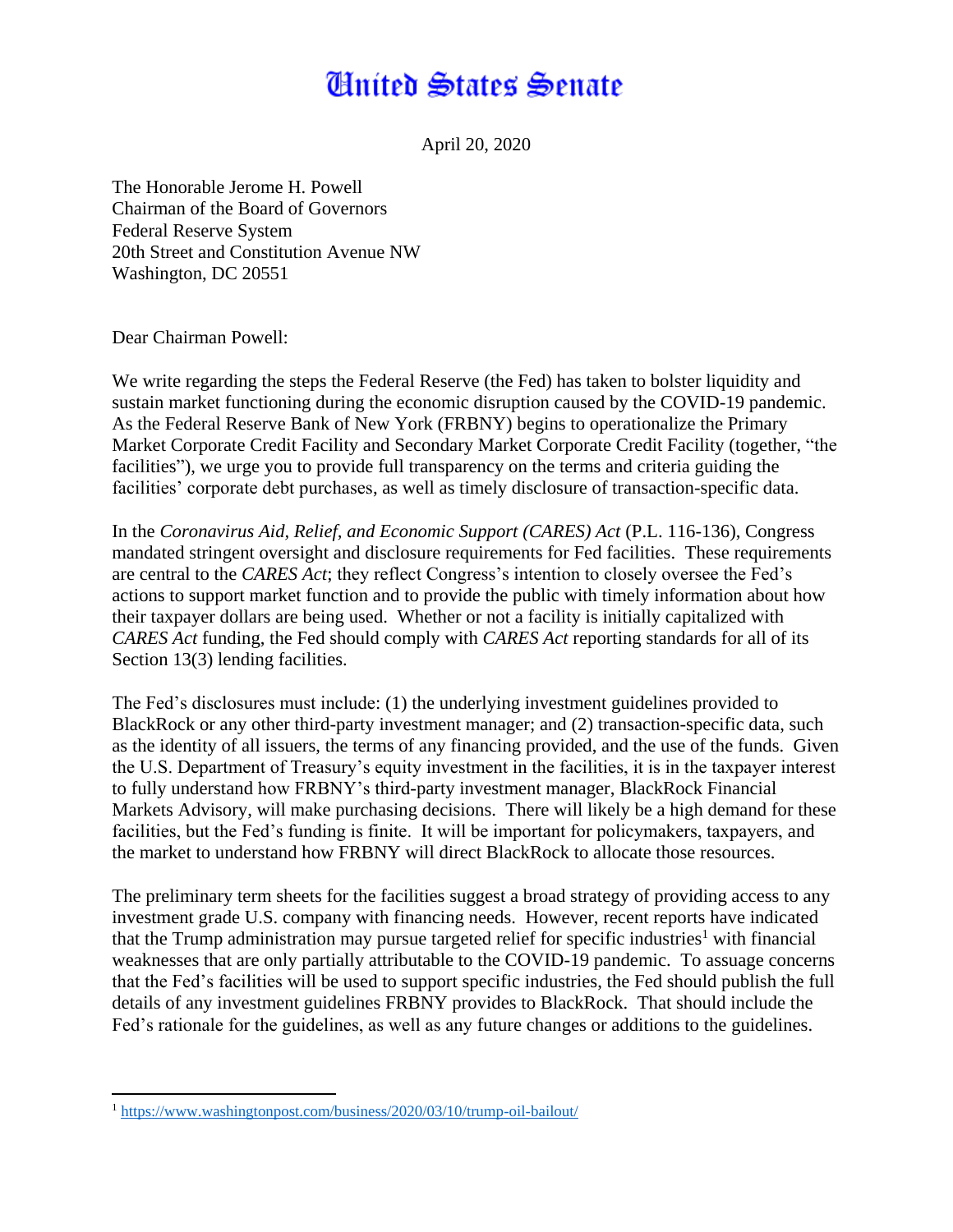# United States Senate

April 20, 2020

The Honorable Jerome H. Powell
Chairman of the Board of Governors
Federal Reserve System
20th Street and Constitution Avenue NW
Washington, DC 20551

Dear Chairman Powell:

We write regarding the steps the Federal Reserve (the Fed) has taken to bolster liquidity and sustain market functioning during the economic disruption caused by the COVID-19 pandemic. As the Federal Reserve Bank of New York (FRBNY) begins to operationalize the Primary Market Corporate Credit Facility and Secondary Market Corporate Credit Facility (together, "the facilities"), we urge you to provide full transparency on the terms and criteria guiding the facilities' corporate debt purchases, as well as timely disclosure of transaction-specific data.

In the *Coronavirus Aid, Relief, and Economic Support (CARES) Act* (P.L. 116-136), Congress mandated stringent oversight and disclosure requirements for Fed facilities. These requirements are central to the *CARES Act*; they reflect Congress's intention to closely oversee the Fed's actions to support market function and to provide the public with timely information about how their taxpayer dollars are being used. Whether or not a facility is initially capitalized with *CARES Act* funding, the Fed should comply with *CARES Act* reporting standards for all of its Section 13(3) lending facilities.

The Fed's disclosures must include: (1) the underlying investment guidelines provided to BlackRock or any other third-party investment manager; and (2) transaction-specific data, such as the identity of all issuers, the terms of any financing provided, and the use of the funds. Given the U.S. Department of Treasury's equity investment in the facilities, it is in the taxpayer interest to fully understand how FRBNY's third-party investment manager, BlackRock Financial Markets Advisory, will make purchasing decisions. There will likely be a high demand for these facilities, but the Fed's funding is finite. It will be important for policymakers, taxpayers, and the market to understand how FRBNY will direct BlackRock to allocate those resources.

The preliminary term sheets for the facilities suggest a broad strategy of providing access to any investment grade U.S. company with financing needs. However, recent reports have indicated that the Trump administration may pursue targeted relief for specific industries[1] with financial weaknesses that are only partially attributable to the COVID-19 pandemic. To assuage concerns that the Fed's facilities will be used to support specific industries, the Fed should publish the full details of any investment guidelines FRBNY provides to BlackRock. That should include the Fed's rationale for the guidelines, as well as any future changes or additions to the guidelines.

---

[1] https://www.washingtonpost.com/business/2020/03/10/trump-oil-bailout/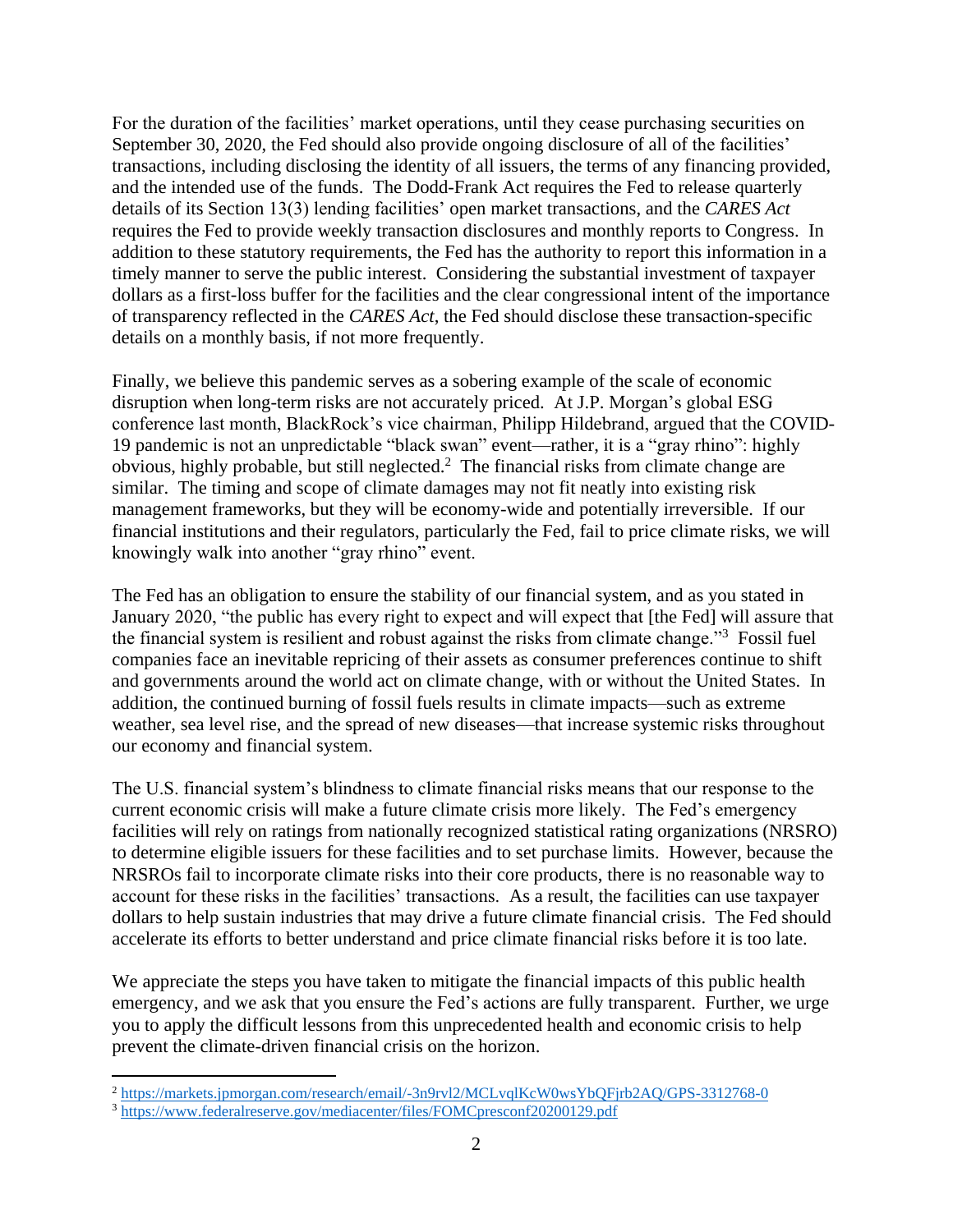For the duration of the facilities' market operations, until they cease purchasing securities on September 30, 2020, the Fed should also provide ongoing disclosure of all of the facilities' transactions, including disclosing the identity of all issuers, the terms of any financing provided, and the intended use of the funds. The Dodd-Frank Act requires the Fed to release quarterly details of its Section 13(3) lending facilities' open market transactions, and the *CARES Act* requires the Fed to provide weekly transaction disclosures and monthly reports to Congress. In addition to these statutory requirements, the Fed has the authority to report this information in a timely manner to serve the public interest. Considering the substantial investment of taxpayer dollars as a first-loss buffer for the facilities and the clear congressional intent of the importance of transparency reflected in the *CARES Act*, the Fed should disclose these transaction-specific details on a monthly basis, if not more frequently.

Finally, we believe this pandemic serves as a sobering example of the scale of economic disruption when long-term risks are not accurately priced. At J.P. Morgan's global ESG conference last month, BlackRock's vice chairman, Philipp Hildebrand, argued that the COVID-19 pandemic is not an unpredictable "black swan" event—rather, it is a "gray rhino": highly obvious, highly probable, but still neglected.[2] The financial risks from climate change are similar. The timing and scope of climate damages may not fit neatly into existing risk management frameworks, but they will be economy-wide and potentially irreversible. If our financial institutions and their regulators, particularly the Fed, fail to price climate risks, we will knowingly walk into another "gray rhino" event.

The Fed has an obligation to ensure the stability of our financial system, and as you stated in January 2020, "the public has every right to expect and will expect that [the Fed] will assure that the financial system is resilient and robust against the risks from climate change."[3] Fossil fuel companies face an inevitable repricing of their assets as consumer preferences continue to shift and governments around the world act on climate change, with or without the United States. In addition, the continued burning of fossil fuels results in climate impacts—such as extreme weather, sea level rise, and the spread of new diseases—that increase systemic risks throughout our economy and financial system.

The U.S. financial system's blindness to climate financial risks means that our response to the current economic crisis will make a future climate crisis more likely. The Fed's emergency facilities will rely on ratings from nationally recognized statistical rating organizations (NRSRO) to determine eligible issuers for these facilities and to set purchase limits. However, because the NRSROs fail to incorporate climate risks into their core products, there is no reasonable way to account for these risks in the facilities' transactions. As a result, the facilities can use taxpayer dollars to help sustain industries that may drive a future climate financial crisis. The Fed should accelerate its efforts to better understand and price climate financial risks before it is too late.

We appreciate the steps you have taken to mitigate the financial impacts of this public health emergency, and we ask that you ensure the Fed's actions are fully transparent. Further, we urge you to apply the difficult lessons from this unprecedented health and economic crisis to help prevent the climate-driven financial crisis on the horizon.

---

[2] https://markets.jpmorgan.com/research/email/-3n9rvl2/MCLvqlKcW0wsYbQFjrb2AQ/GPS-3312768-0

[3] https://www.federalreserve.gov/mediacenter/files/FOMCpresconf20200129.pdf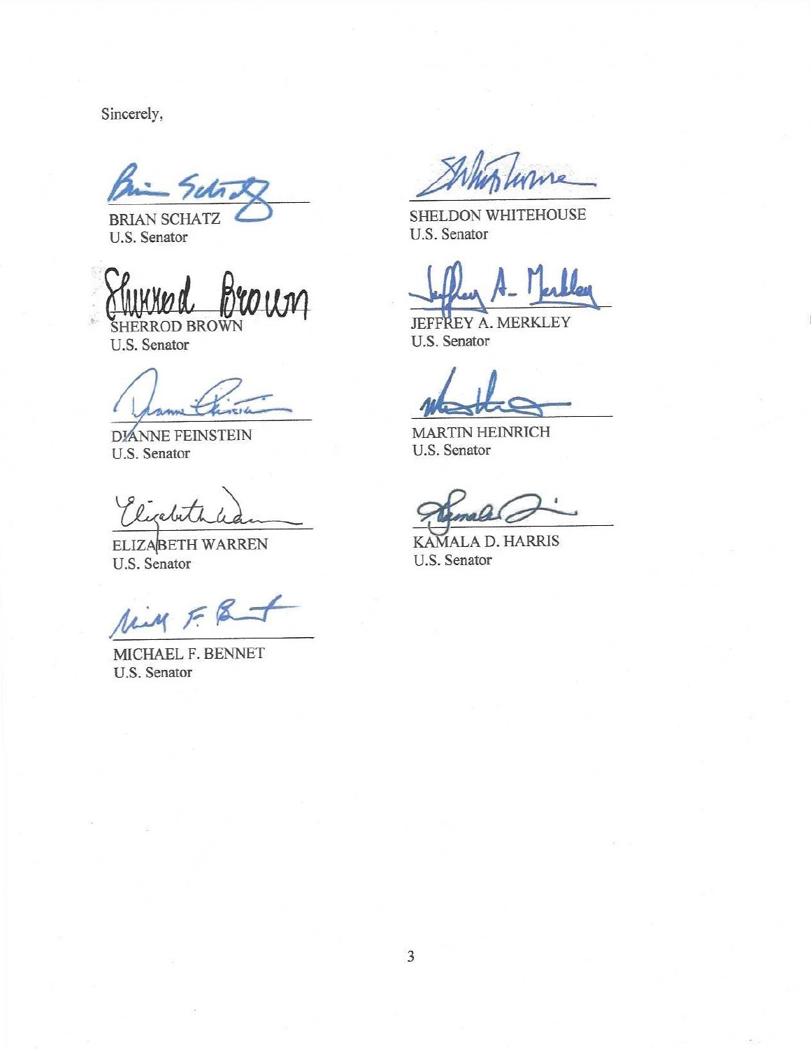Sincerely,

BRIAN SCHATZ
U.S. Senator

SHERROD BROWN
U.S. Senator

DIANNE FEINSTEIN
U.S. Senator

ELIZABETH WARREN
U.S. Senator

MICHAEL F. BENNET
U.S. Senator

SHELDON WHITEHOUSE
U.S. Senator

JEFFREY A. MERKLEY
U.S. Senator

MARTIN HEINRICH
U.S. Senator

KAMALA D. HARRIS
U.S. Senator